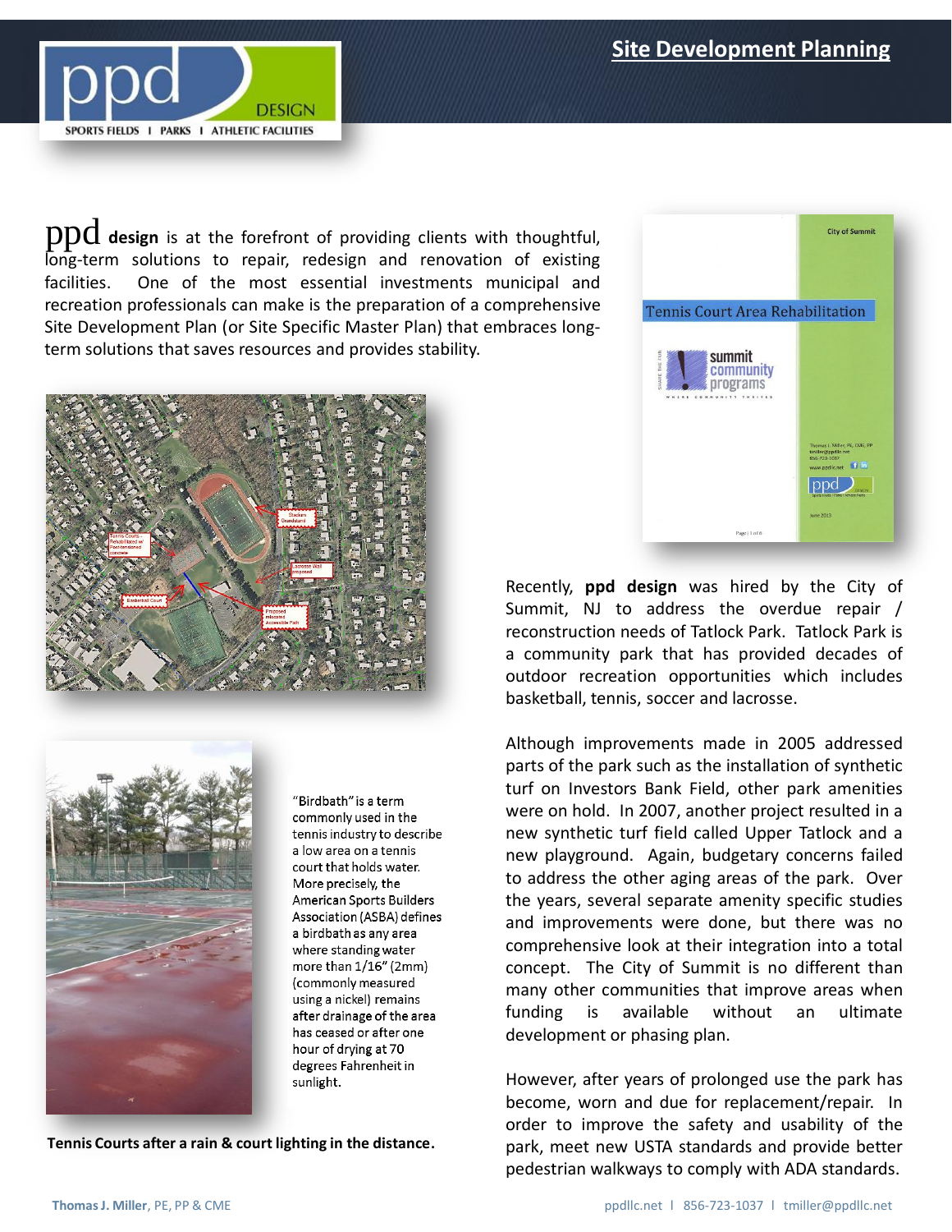# Site Development Planning

**ppd design** is at the forefront of providing clients with thoughtful, long-term solutions to repair, redesign and renovation of existing facilities. One of the most essential investments municipal and recreation professionals can make is the preparation of a comprehensive Site Development Plan (or Site Specific Master Plan) that embraces long-term solutions that saves resources and provides stability.

"Birdbath" is a term commonly used in the tennis industry to describe a low area on a tennis court that holds water. More precisely, the American Sports Builders Association (ASBA) defines a birdbath as any area where standing water more than 1/16" (2mm) (commonly measured using a nickel) remains after drainage of the area has ceased or after one hour of drying at 70 degrees Fahrenheit in sunlight.

**Tennis Courts after a rain & court lighting in the distance.**

Recently, **ppd design** was hired by the City of Summit, NJ to address the overdue repair / reconstruction needs of Tatlock Park. Tatlock Park is a community park that has provided decades of outdoor recreation opportunities which includes basketball, tennis, soccer and lacrosse.

Although improvements made in 2005 addressed parts of the park such as the installation of synthetic turf on Investors Bank Field, other park amenities were on hold. In 2007, another project resulted in a new synthetic turf field called Upper Tatlock and a new playground. Again, budgetary concerns failed to address the other aging areas of the park. Over the years, several separate amenity specific studies and improvements were done, but there was no comprehensive look at their integration into a total concept. The City of Summit is no different than many other communities that improve areas when funding is available without an ultimate development or phasing plan.

However, after years of prolonged use the park has become, worn and due for replacement/repair. In order to improve the safety and usability of the park, meet new USTA standards and provide better pedestrian walkways to comply with ADA standards.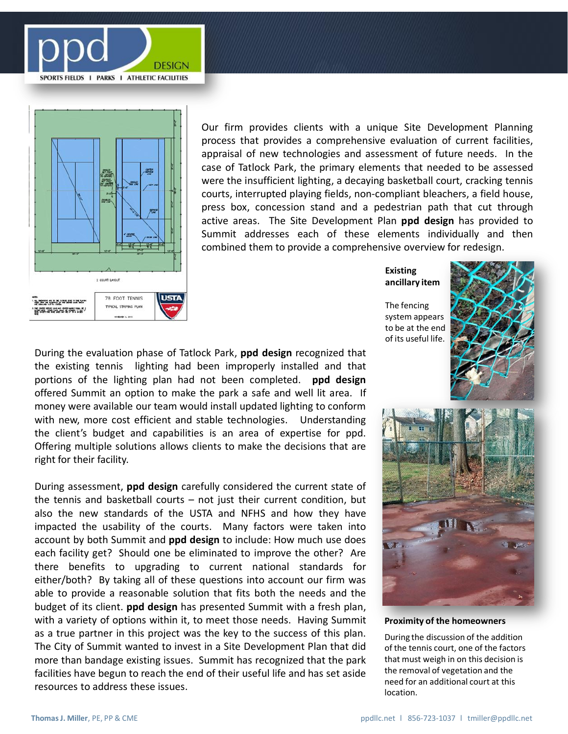Our firm provides clients with a unique Site Development Planning process that provides a comprehensive evaluation of current facilities, appraisal of new technologies and assessment of future needs. In the case of Tatlock Park, the primary elements that needed to be assessed were the insufficient lighting, a decaying basketball court, cracking tennis courts, interrupted playing fields, non-compliant bleachers, a field house, press box, concession stand and a pedestrian path that cut through active areas. The Site Development Plan **ppd design** has provided to Summit addresses each of these elements individually and then combined them to provide a comprehensive overview for redesign.

**Existing ancillary item**

The fencing system appears to be at the end of its useful life.

During the evaluation phase of Tatlock Park, **ppd design** recognized that the existing tennis lighting had been improperly installed and that portions of the lighting plan had not been completed. **ppd design** offered Summit an option to make the park a safe and well lit area. If money were available our team would install updated lighting to conform with new, more cost efficient and stable technologies. Understanding the client's budget and capabilities is an area of expertise for ppd. Offering multiple solutions allows clients to make the decisions that are right for their facility.

During assessment, **ppd design** carefully considered the current state of the tennis and basketball courts – not just their current condition, but also the new standards of the USTA and NFHS and how they have impacted the usability of the courts. Many factors were taken into account by both Summit and **ppd design** to include: How much use does each facility get? Should one be eliminated to improve the other? Are there benefits to upgrading to current national standards for either/both? By taking all of these questions into account our firm was able to provide a reasonable solution that fits both the needs and the budget of its client. **ppd design** has presented Summit with a fresh plan, with a variety of options within it, to meet those needs. Having Summit as a true partner in this project was the key to the success of this plan. The City of Summit wanted to invest in a Site Development Plan that did more than bandage existing issues. Summit has recognized that the park facilities have begun to reach the end of their useful life and has set aside resources to address these issues.

**Proximity of the homeowners**

During the discussion of the addition of the tennis court, one of the factors that must weigh in on this decision is the removal of vegetation and the need for an additional court at this location.

**Thomas J. Miller**, PE, PP & CME

ppdllc.net | 856-723-1037 | tmiller@ppdllc.net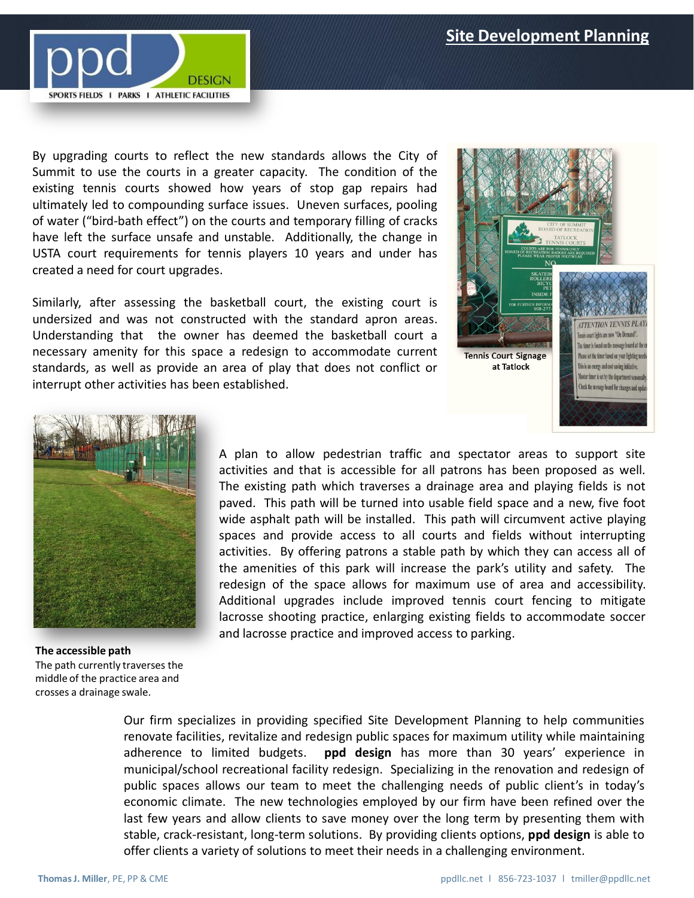By upgrading courts to reflect the new standards allows the City of Summit to use the courts in a greater capacity. The condition of the existing tennis courts showed how years of stop gap repairs had ultimately led to compounding surface issues. Uneven surfaces, pooling of water (“bird-bath effect”) on the courts and temporary filling of cracks have left the surface unsafe and unstable. Additionally, the change in USTA court requirements for tennis players 10 years and under has created a need for court upgrades.

Similarly, after assessing the basketball court, the existing court is undersized and was not constructed with the standard apron areas. Understanding that the owner has deemed the basketball court a necessary amenity for this space a redesign to accommodate current standards, as well as provide an area of play that does not conflict or interrupt other activities has been established.

**Tennis Court Signage at Tatlock**

A plan to allow pedestrian traffic and spectator areas to support site activities and that is accessible for all patrons has been proposed as well. The existing path which traverses a drainage area and playing fields is not paved. This path will be turned into usable field space and a new, five foot wide asphalt path will be installed. This path will circumvent active playing spaces and provide access to all courts and fields without interrupting activities. By offering patrons a stable path by which they can access all of the amenities of this park will increase the park’s utility and safety. The redesign of the space allows for maximum use of area and accessibility. Additional upgrades include improved tennis court fencing to mitigate lacrosse shooting practice, enlarging existing fields to accommodate soccer and lacrosse practice and improved access to parking.

**The accessible path**
The path currently traverses the middle of the practice area and crosses a drainage swale.

Our firm specializes in providing specified Site Development Planning to help communities renovate facilities, revitalize and redesign public spaces for maximum utility while maintaining adherence to limited budgets. **ppd design** has more than 30 years’ experience in municipal/school recreational facility redesign. Specializing in the renovation and redesign of public spaces allows our team to meet the challenging needs of public client’s in today’s economic climate. The new technologies employed by our firm have been refined over the last few years and allow clients to save money over the long term by presenting them with stable, crack-resistant, long-term solutions. By providing clients options, **ppd design** is able to offer clients a variety of solutions to meet their needs in a challenging environment.